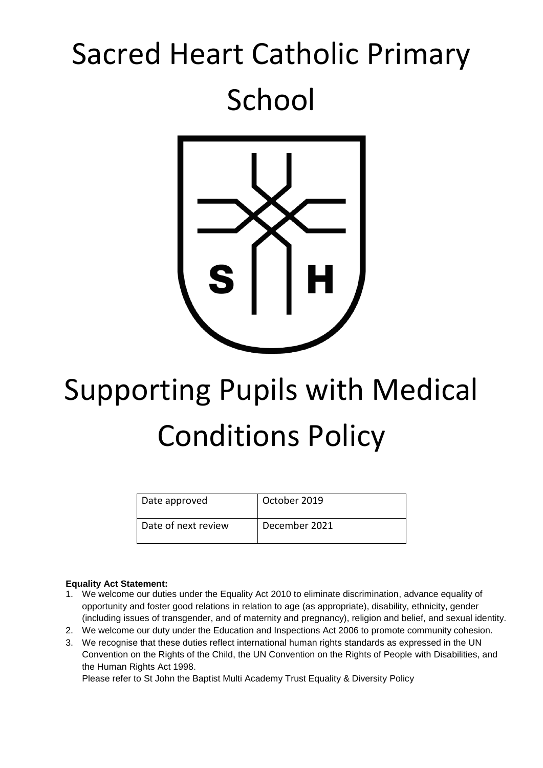# Sacred Heart Catholic Primary School

# Supporting Pupils with Medical Conditions Policy

| Date approved | October 2019 |
| --- | --- |
| Date of next review | December 2021 |

**Equality Act Statement:**

1. We welcome our duties under the Equality Act 2010 to eliminate discrimination, advance equality of opportunity and foster good relations in relation to age (as appropriate), disability, ethnicity, gender (including issues of transgender, and of maternity and pregnancy), religion and belief, and sexual identity.
2. We welcome our duty under the Education and Inspections Act 2006 to promote community cohesion.
3. We recognise that these duties reflect international human rights standards as expressed in the UN Convention on the Rights of the Child, the UN Convention on the Rights of People with Disabilities, and the Human Rights Act 1998.

   Please refer to St John the Baptist Multi Academy Trust Equality & Diversity Policy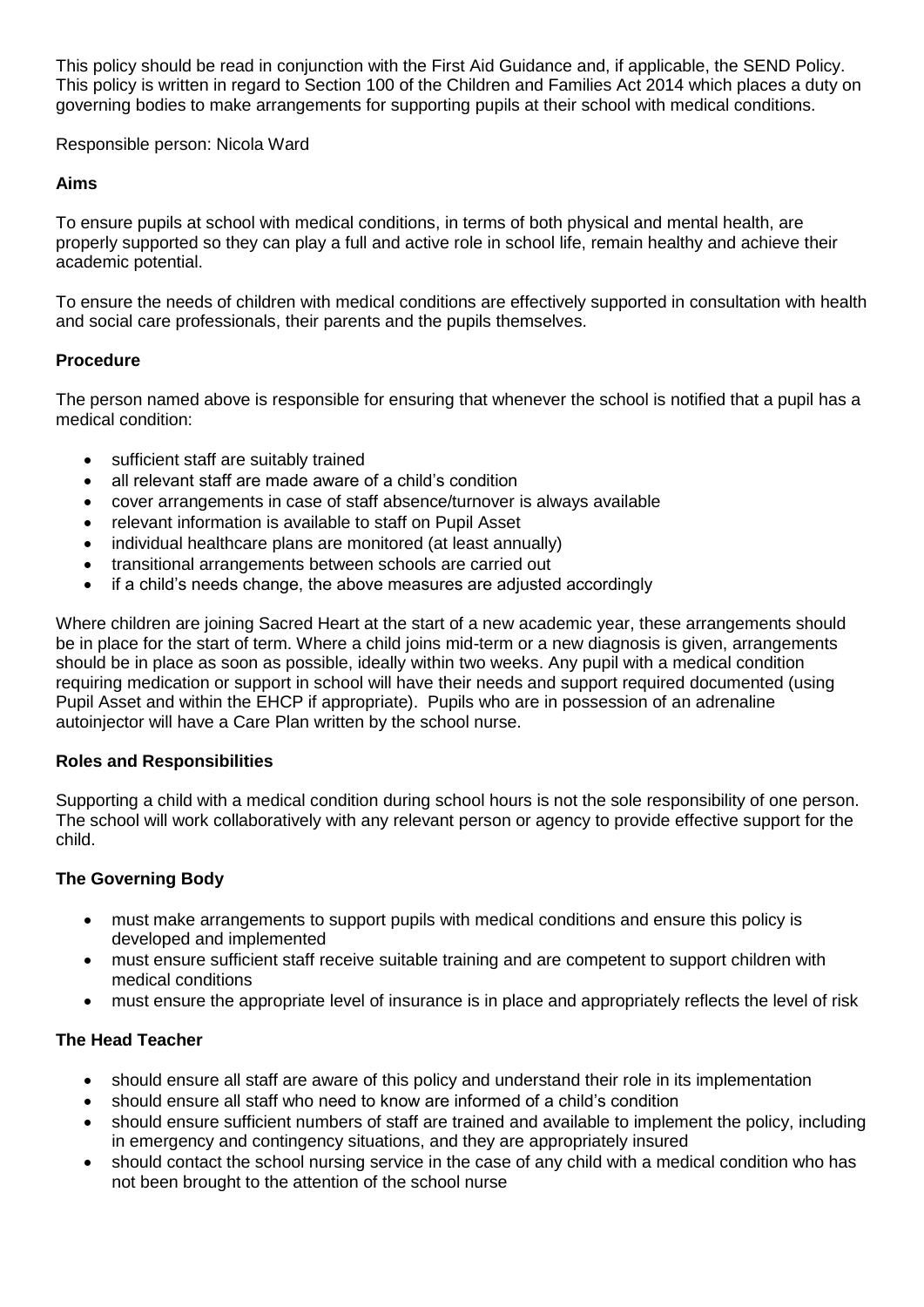This policy should be read in conjunction with the First Aid Guidance and, if applicable, the SEND Policy. This policy is written in regard to Section 100 of the Children and Families Act 2014 which places a duty on governing bodies to make arrangements for supporting pupils at their school with medical conditions.

Responsible person: Nicola Ward

**Aims**

To ensure pupils at school with medical conditions, in terms of both physical and mental health, are properly supported so they can play a full and active role in school life, remain healthy and achieve their academic potential.

To ensure the needs of children with medical conditions are effectively supported in consultation with health and social care professionals, their parents and the pupils themselves.

**Procedure**

The person named above is responsible for ensuring that whenever the school is notified that a pupil has a medical condition:

- sufficient staff are suitably trained
- all relevant staff are made aware of a child's condition
- cover arrangements in case of staff absence/turnover is always available
- relevant information is available to staff on Pupil Asset
- individual healthcare plans are monitored (at least annually)
- transitional arrangements between schools are carried out
- if a child's needs change, the above measures are adjusted accordingly

Where children are joining Sacred Heart at the start of a new academic year, these arrangements should be in place for the start of term. Where a child joins mid-term or a new diagnosis is given, arrangements should be in place as soon as possible, ideally within two weeks. Any pupil with a medical condition requiring medication or support in school will have their needs and support required documented (using Pupil Asset and within the EHCP if appropriate). Pupils who are in possession of an adrenaline autoinjector will have a Care Plan written by the school nurse.

**Roles and Responsibilities**

Supporting a child with a medical condition during school hours is not the sole responsibility of one person. The school will work collaboratively with any relevant person or agency to provide effective support for the child.

**The Governing Body**

- must make arrangements to support pupils with medical conditions and ensure this policy is developed and implemented
- must ensure sufficient staff receive suitable training and are competent to support children with medical conditions
- must ensure the appropriate level of insurance is in place and appropriately reflects the level of risk

**The Head Teacher**

- should ensure all staff are aware of this policy and understand their role in its implementation
- should ensure all staff who need to know are informed of a child's condition
- should ensure sufficient numbers of staff are trained and available to implement the policy, including in emergency and contingency situations, and they are appropriately insured
- should contact the school nursing service in the case of any child with a medical condition who has not been brought to the attention of the school nurse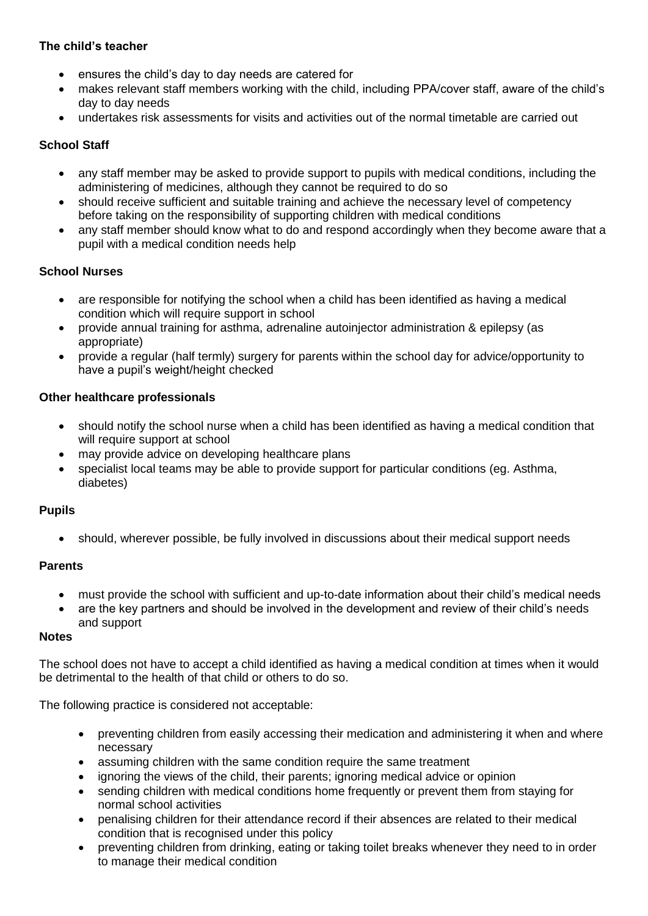**The child's teacher**

- ensures the child's day to day needs are catered for
- makes relevant staff members working with the child, including PPA/cover staff, aware of the child's day to day needs
- undertakes risk assessments for visits and activities out of the normal timetable are carried out

**School Staff**

- any staff member may be asked to provide support to pupils with medical conditions, including the administering of medicines, although they cannot be required to do so
- should receive sufficient and suitable training and achieve the necessary level of competency before taking on the responsibility of supporting children with medical conditions
- any staff member should know what to do and respond accordingly when they become aware that a pupil with a medical condition needs help

**School Nurses**

- are responsible for notifying the school when a child has been identified as having a medical condition which will require support in school
- provide annual training for asthma, adrenaline autoinjector administration & epilepsy (as appropriate)
- provide a regular (half termly) surgery for parents within the school day for advice/opportunity to have a pupil's weight/height checked

**Other healthcare professionals**

- should notify the school nurse when a child has been identified as having a medical condition that will require support at school
- may provide advice on developing healthcare plans
- specialist local teams may be able to provide support for particular conditions (eg. Asthma, diabetes)

**Pupils**

- should, wherever possible, be fully involved in discussions about their medical support needs

**Parents**

- must provide the school with sufficient and up-to-date information about their child's medical needs
- are the key partners and should be involved in the development and review of their child's needs and support

**Notes**

The school does not have to accept a child identified as having a medical condition at times when it would be detrimental to the health of that child or others to do so.

The following practice is considered not acceptable:

- preventing children from easily accessing their medication and administering it when and where necessary
- assuming children with the same condition require the same treatment
- ignoring the views of the child, their parents; ignoring medical advice or opinion
- sending children with medical conditions home frequently or prevent them from staying for normal school activities
- penalising children for their attendance record if their absences are related to their medical condition that is recognised under this policy
- preventing children from drinking, eating or taking toilet breaks whenever they need to in order to manage their medical condition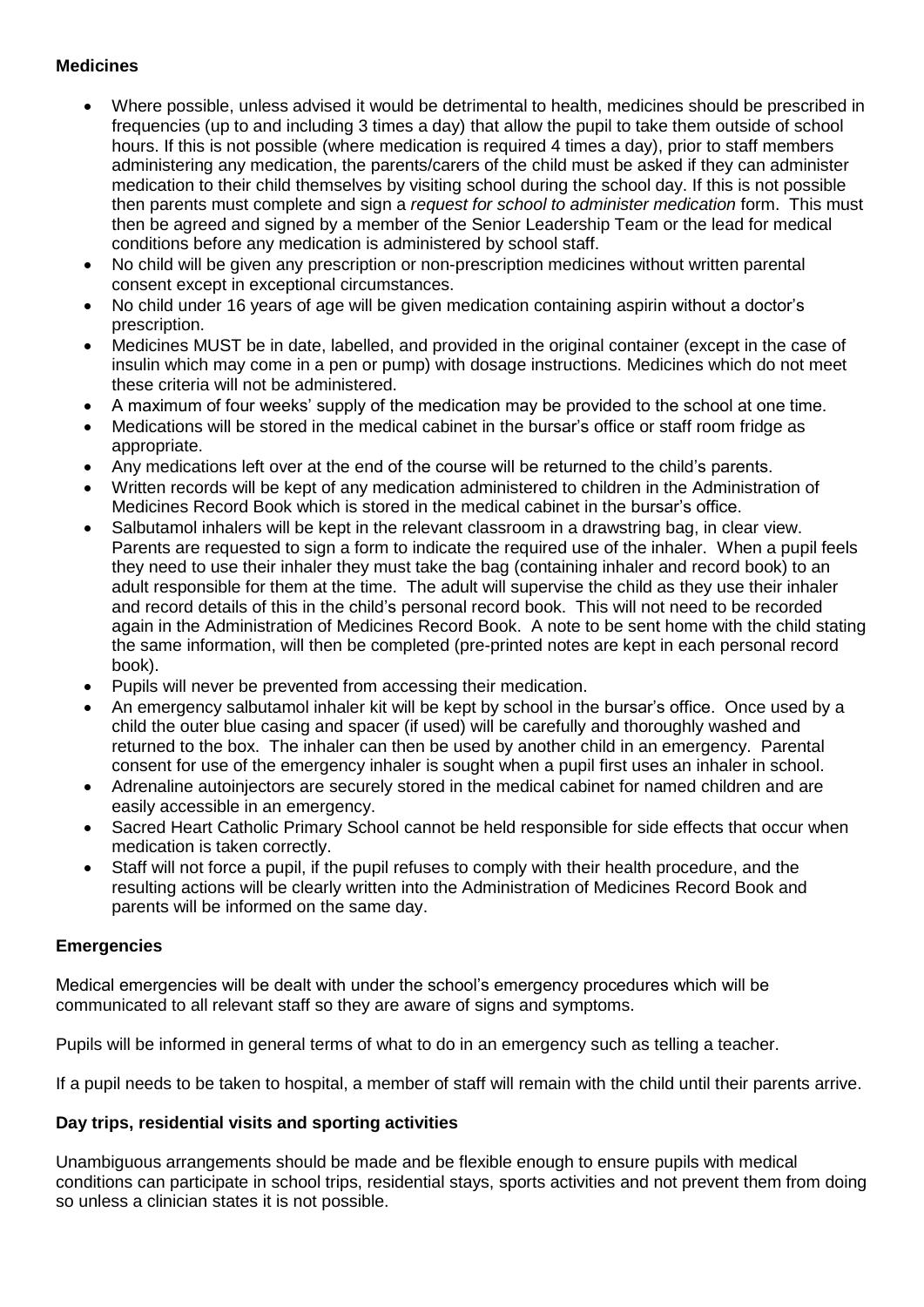### Medicines

- Where possible, unless advised it would be detrimental to health, medicines should be prescribed in frequencies (up to and including 3 times a day) that allow the pupil to take them outside of school hours. If this is not possible (where medication is required 4 times a day), prior to staff members administering any medication, the parents/carers of the child must be asked if they can administer medication to their child themselves by visiting school during the school day. If this is not possible then parents must complete and sign a *request for school to administer medication* form. This must then be agreed and signed by a member of the Senior Leadership Team or the lead for medical conditions before any medication is administered by school staff.
- No child will be given any prescription or non-prescription medicines without written parental consent except in exceptional circumstances.
- No child under 16 years of age will be given medication containing aspirin without a doctor's prescription.
- Medicines MUST be in date, labelled, and provided in the original container (except in the case of insulin which may come in a pen or pump) with dosage instructions. Medicines which do not meet these criteria will not be administered.
- A maximum of four weeks' supply of the medication may be provided to the school at one time.
- Medications will be stored in the medical cabinet in the bursar's office or staff room fridge as appropriate.
- Any medications left over at the end of the course will be returned to the child's parents.
- Written records will be kept of any medication administered to children in the Administration of Medicines Record Book which is stored in the medical cabinet in the bursar's office.
- Salbutamol inhalers will be kept in the relevant classroom in a drawstring bag, in clear view. Parents are requested to sign a form to indicate the required use of the inhaler. When a pupil feels they need to use their inhaler they must take the bag (containing inhaler and record book) to an adult responsible for them at the time. The adult will supervise the child as they use their inhaler and record details of this in the child's personal record book. This will not need to be recorded again in the Administration of Medicines Record Book. A note to be sent home with the child stating the same information, will then be completed (pre-printed notes are kept in each personal record book).
- Pupils will never be prevented from accessing their medication.
- An emergency salbutamol inhaler kit will be kept by school in the bursar's office. Once used by a child the outer blue casing and spacer (if used) will be carefully and thoroughly washed and returned to the box. The inhaler can then be used by another child in an emergency. Parental consent for use of the emergency inhaler is sought when a pupil first uses an inhaler in school.
- Adrenaline autoinjectors are securely stored in the medical cabinet for named children and are easily accessible in an emergency.
- Sacred Heart Catholic Primary School cannot be held responsible for side effects that occur when medication is taken correctly.
- Staff will not force a pupil, if the pupil refuses to comply with their health procedure, and the resulting actions will be clearly written into the Administration of Medicines Record Book and parents will be informed on the same day.

### Emergencies

Medical emergencies will be dealt with under the school's emergency procedures which will be communicated to all relevant staff so they are aware of signs and symptoms.

Pupils will be informed in general terms of what to do in an emergency such as telling a teacher.

If a pupil needs to be taken to hospital, a member of staff will remain with the child until their parents arrive.

### Day trips, residential visits and sporting activities

Unambiguous arrangements should be made and be flexible enough to ensure pupils with medical conditions can participate in school trips, residential stays, sports activities and not prevent them from doing so unless a clinician states it is not possible.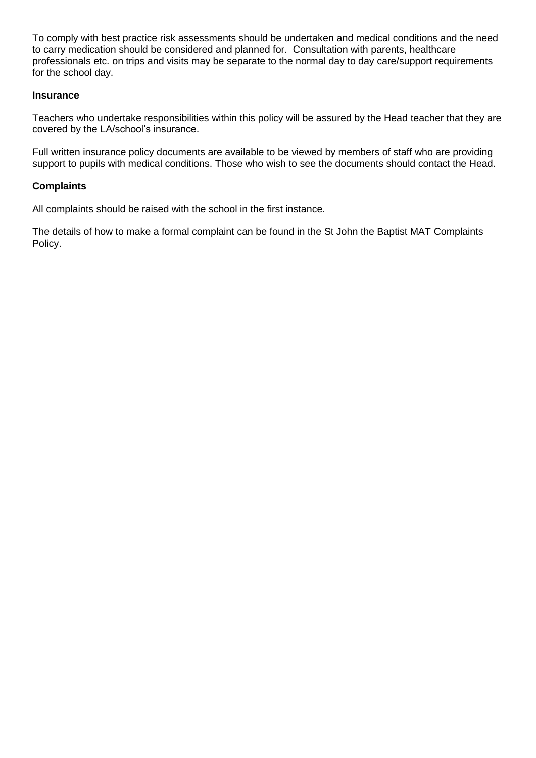To comply with best practice risk assessments should be undertaken and medical conditions and the need to carry medication should be considered and planned for. Consultation with parents, healthcare professionals etc. on trips and visits may be separate to the normal day to day care/support requirements for the school day.

**Insurance**

Teachers who undertake responsibilities within this policy will be assured by the Head teacher that they are covered by the LA/school's insurance.

Full written insurance policy documents are available to be viewed by members of staff who are providing support to pupils with medical conditions. Those who wish to see the documents should contact the Head.

**Complaints**

All complaints should be raised with the school in the first instance.

The details of how to make a formal complaint can be found in the St John the Baptist MAT Complaints Policy.